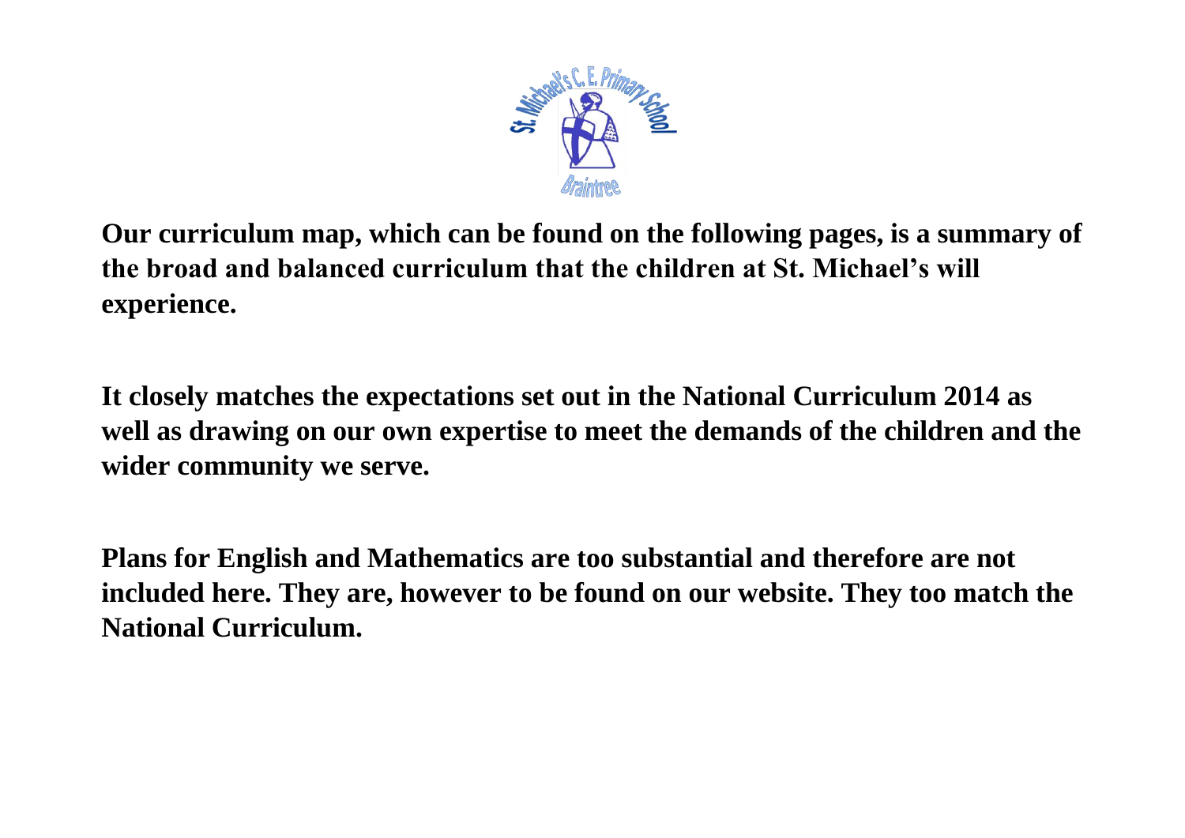**Our curriculum map, which can be found on the following pages, is a summary of the broad and balanced curriculum that the children at St. Michael's will experience.**

**It closely matches the expectations set out in the National Curriculum 2014 as well as drawing on our own expertise to meet the demands of the children and the wider community we serve.**

**Plans for English and Mathematics are too substantial and therefore are not included here. They are, however to be found on our website. They too match the National Curriculum.**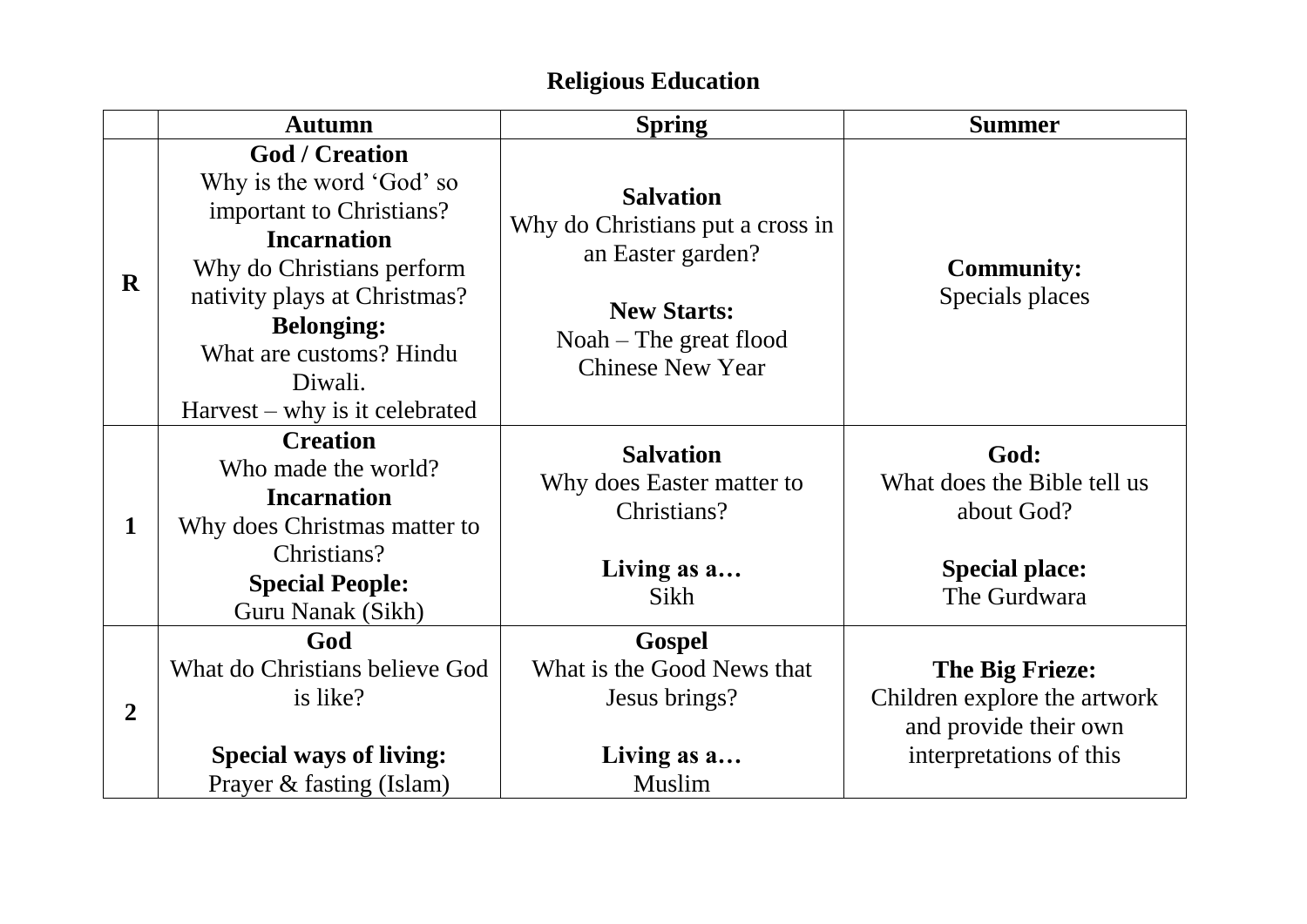## Religious Education

| | Autumn | Spring | Summer |
|---|---|---|---|
| **R** | **God / Creation**<br>Why is the word 'God' so important to Christians?<br>**Incarnation**<br>Why do Christians perform nativity plays at Christmas?<br>**Belonging:**<br>What are customs? Hindu Diwali.<br>Harvest – why is it celebrated | **Salvation**<br>Why do Christians put a cross in an Easter garden?<br><br>**New Starts:**<br>Noah – The great flood<br>Chinese New Year | **Community:**<br>Specials places |
| **1** | **Creation**<br>Who made the world?<br>**Incarnation**<br>Why does Christmas matter to Christians?<br>**Special People:**<br>Guru Nanak (Sikh) | **Salvation**<br>Why does Easter matter to Christians?<br><br>**Living as a…**<br>Sikh | **God:**<br>What does the Bible tell us about God?<br><br>**Special place:**<br>The Gurdwara |
| **2** | **God**<br>What do Christians believe God is like?<br><br>**Special ways of living:**<br>Prayer & fasting (Islam) | **Gospel**<br>What is the Good News that Jesus brings?<br><br>**Living as a…**<br>Muslim | **The Big Frieze:**<br>Children explore the artwork and provide their own interpretations of this |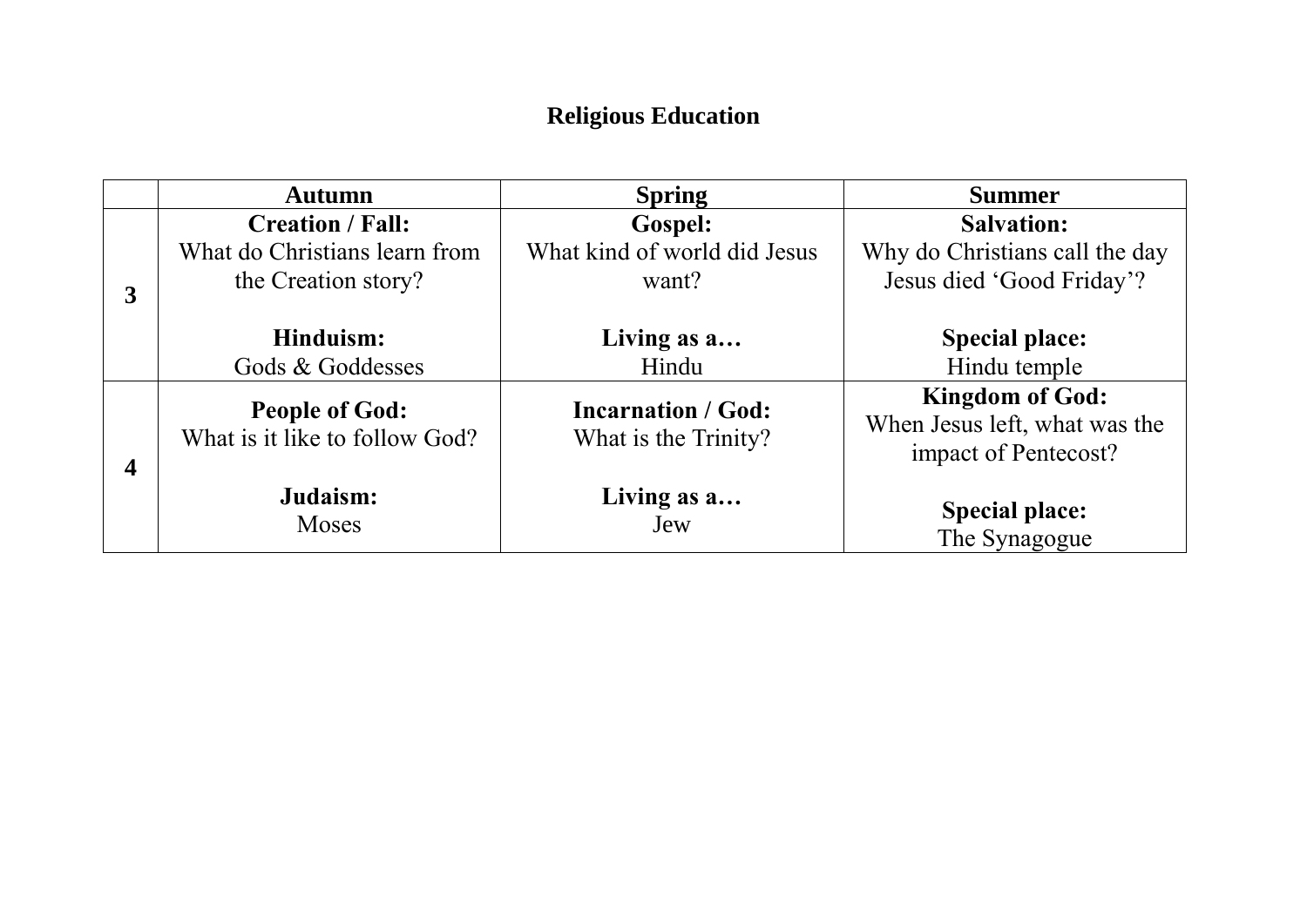# Religious Education

| | Autumn | Spring | Summer |
|---|---|---|---|
| **3** | **Creation / Fall:** What do Christians learn from the Creation story?<br><br>**Hinduism:** Gods & Goddesses | **Gospel:** What kind of world did Jesus want?<br><br>**Living as a…** Hindu | **Salvation:** Why do Christians call the day Jesus died 'Good Friday'?<br><br>**Special place:** Hindu temple |
| **4** | **People of God:** What is it like to follow God?<br><br>**Judaism:** Moses | **Incarnation / God:** What is the Trinity?<br><br>**Living as a…** Jew | **Kingdom of God:** When Jesus left, what was the impact of Pentecost?<br><br>**Special place:** The Synagogue |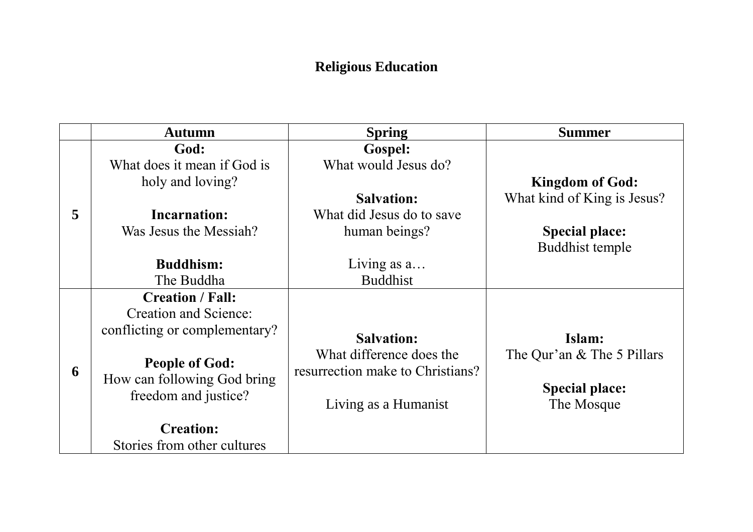# Religious Education

| | Autumn | Spring | Summer |
|---|---|---|---|
| 5 | **God:**<br>What does it mean if God is holy and loving?<br><br>**Incarnation:**<br>Was Jesus the Messiah?<br><br>**Buddhism:**<br>The Buddha | **Gospel:**<br>What would Jesus do?<br><br>**Salvation:**<br>What did Jesus do to save human beings?<br><br>Living as a…<br>Buddhist | **Kingdom of God:**<br>What kind of King is Jesus?<br><br>**Special place:**<br>Buddhist temple |
| 6 | **Creation / Fall:**<br>Creation and Science: conflicting or complementary?<br><br>**People of God:**<br>How can following God bring freedom and justice?<br><br>**Creation:**<br>Stories from other cultures | **Salvation:**<br>What difference does the resurrection make to Christians?<br><br>Living as a Humanist | **Islam:**<br>The Qur'an & The 5 Pillars<br><br>**Special place:**<br>The Mosque |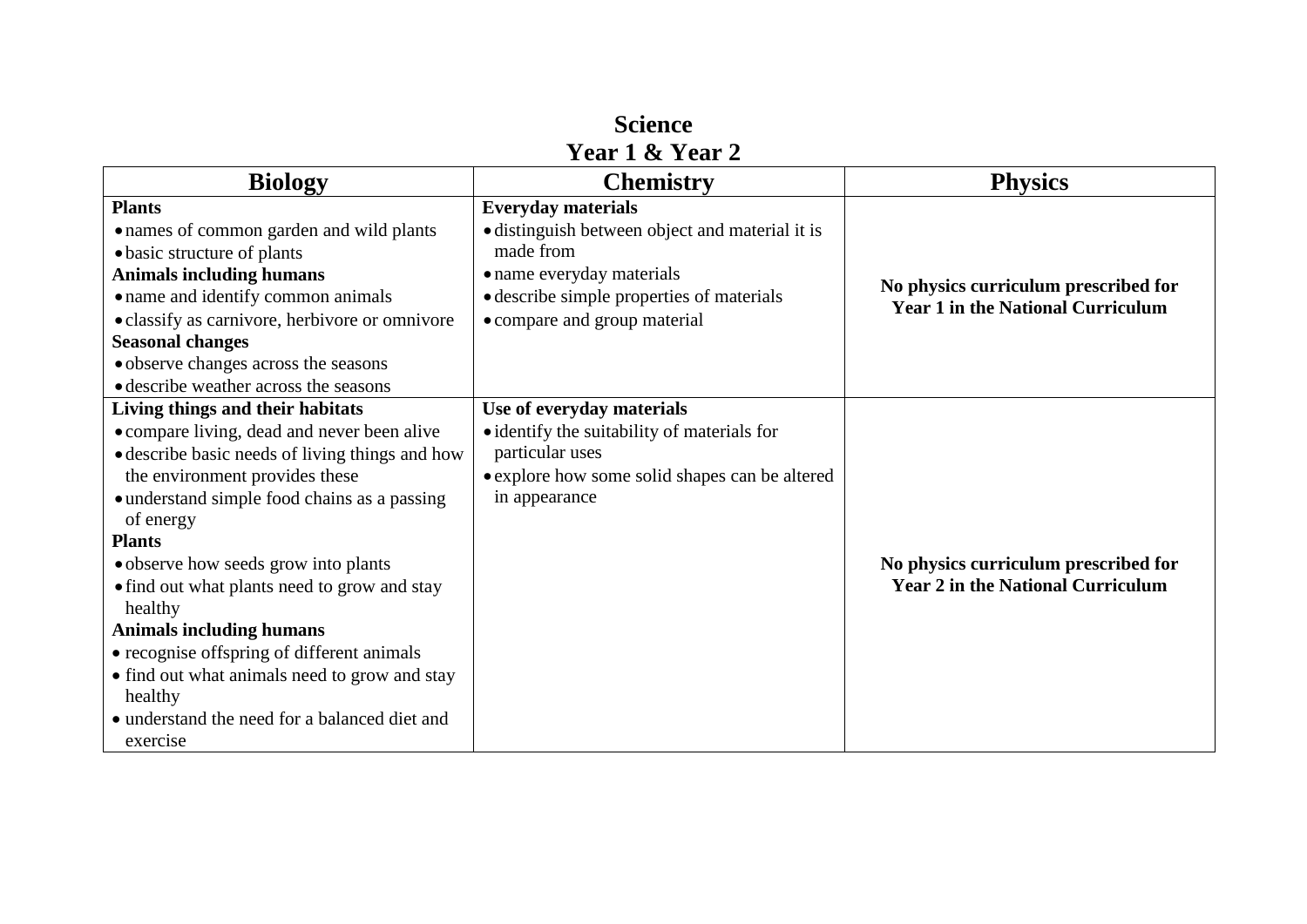# Science
## Year 1 & Year 2

| Biology | Chemistry | Physics |
|---|---|---|
| **Plants**<br>• names of common garden and wild plants<br>• basic structure of plants<br>**Animals including humans**<br>• name and identify common animals<br>• classify as carnivore, herbivore or omnivore<br>**Seasonal changes**<br>• observe changes across the seasons<br>• describe weather across the seasons | **Everyday materials**<br>• distinguish between object and material it is made from<br>• name everyday materials<br>• describe simple properties of materials<br>• compare and group material | **No physics curriculum prescribed for Year 1 in the National Curriculum** |
| **Living things and their habitats**<br>• compare living, dead and never been alive<br>• describe basic needs of living things and how the environment provides these<br>• understand simple food chains as a passing of energy<br>**Plants**<br>• observe how seeds grow into plants<br>• find out what plants need to grow and stay healthy<br>**Animals including humans**<br>• recognise offspring of different animals<br>• find out what animals need to grow and stay healthy<br>• understand the need for a balanced diet and exercise | **Use of everyday materials**<br>• identify the suitability of materials for particular uses<br>• explore how some solid shapes can be altered in appearance | **No physics curriculum prescribed for Year 2 in the National Curriculum** |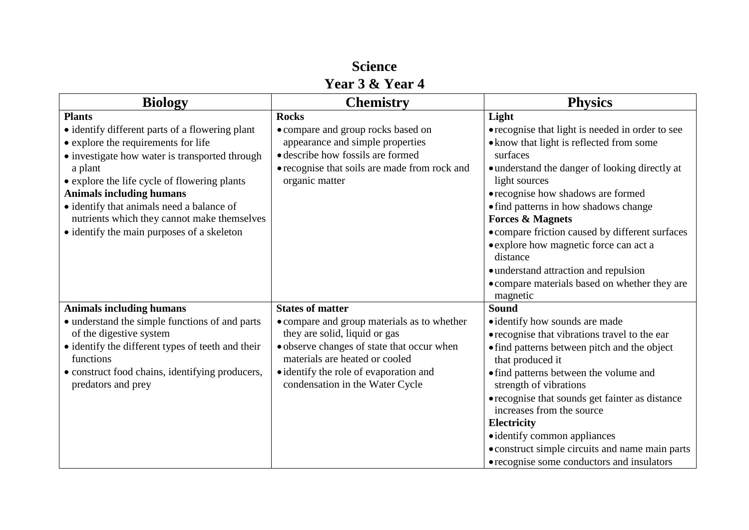# Science

## Year 3 & Year 4

| Biology | Chemistry | Physics |
|---|---|---|
| **Plants**<br>• identify different parts of a flowering plant<br>• explore the requirements for life<br>• investigate how water is transported through a plant<br>• explore the life cycle of flowering plants<br>**Animals including humans**<br>• identify that animals need a balance of nutrients which they cannot make themselves<br>• identify the main purposes of a skeleton | **Rocks**<br>• compare and group rocks based on appearance and simple properties<br>• describe how fossils are formed<br>• recognise that soils are made from rock and organic matter | **Light**<br>• recognise that light is needed in order to see<br>• know that light is reflected from some surfaces<br>• understand the danger of looking directly at light sources<br>• recognise how shadows are formed<br>• find patterns in how shadows change<br>**Forces & Magnets**<br>• compare friction caused by different surfaces<br>• explore how magnetic force can act a distance<br>• understand attraction and repulsion<br>• compare materials based on whether they are magnetic |
| **Animals including humans**<br>• understand the simple functions of and parts of the digestive system<br>• identify the different types of teeth and their functions<br>• construct food chains, identifying producers, predators and prey | **States of matter**<br>• compare and group materials as to whether they are solid, liquid or gas<br>• observe changes of state that occur when materials are heated or cooled<br>• identify the role of evaporation and condensation in the Water Cycle | **Sound**<br>• identify how sounds are made<br>• recognise that vibrations travel to the ear<br>• find patterns between pitch and the object that produced it<br>• find patterns between the volume and strength of vibrations<br>• recognise that sounds get fainter as distance increases from the source<br>**Electricity**<br>• identify common appliances<br>• construct simple circuits and name main parts<br>• recognise some conductors and insulators |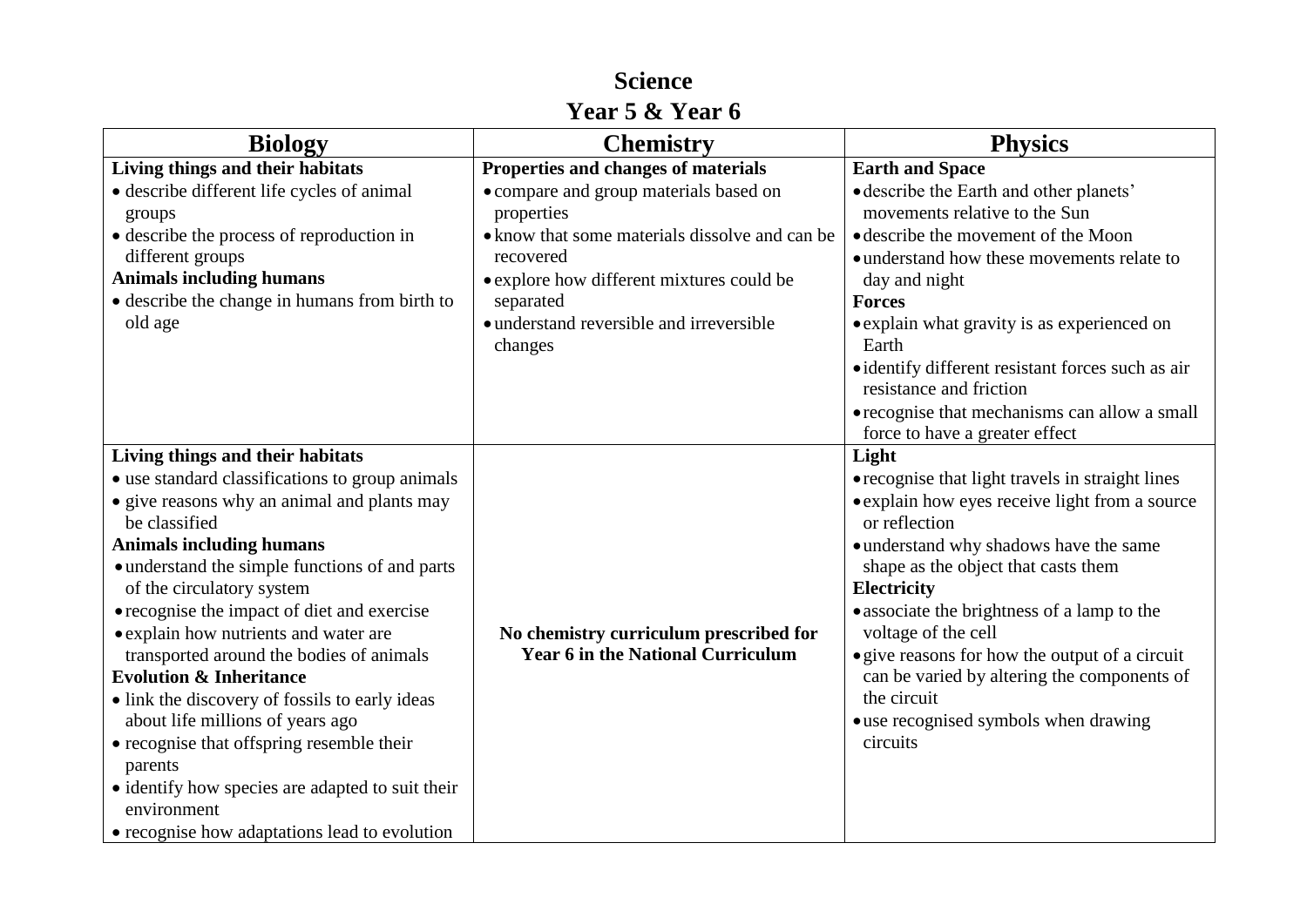# Science

## Year 5 & Year 6

| Biology | Chemistry | Physics |
|---|---|---|
| **Living things and their habitats**<br>• describe different life cycles of animal groups<br>• describe the process of reproduction in different groups<br>**Animals including humans**<br>• describe the change in humans from birth to old age | **Properties and changes of materials**<br>• compare and group materials based on properties<br>• know that some materials dissolve and can be recovered<br>• explore how different mixtures could be separated<br>• understand reversible and irreversible changes | **Earth and Space**<br>• describe the Earth and other planets' movements relative to the Sun<br>• describe the movement of the Moon<br>• understand how these movements relate to day and night<br>**Forces**<br>• explain what gravity is as experienced on Earth<br>• identify different resistant forces such as air resistance and friction<br>• recognise that mechanisms can allow a small force to have a greater effect |
| **Living things and their habitats**<br>• use standard classifications to group animals<br>• give reasons why an animal and plants may be classified<br>**Animals including humans**<br>• understand the simple functions of and parts of the circulatory system<br>• recognise the impact of diet and exercise<br>• explain how nutrients and water are transported around the bodies of animals<br>**Evolution & Inheritance**<br>• link the discovery of fossils to early ideas about life millions of years ago<br>• recognise that offspring resemble their parents<br>• identify how species are adapted to suit their environment<br>• recognise how adaptations lead to evolution | **No chemistry curriculum prescribed for Year 6 in the National Curriculum** | **Light**<br>• recognise that light travels in straight lines<br>• explain how eyes receive light from a source or reflection<br>• understand why shadows have the same shape as the object that casts them<br>**Electricity**<br>• associate the brightness of a lamp to the voltage of the cell<br>• give reasons for how the output of a circuit can be varied by altering the components of the circuit<br>• use recognised symbols when drawing circuits |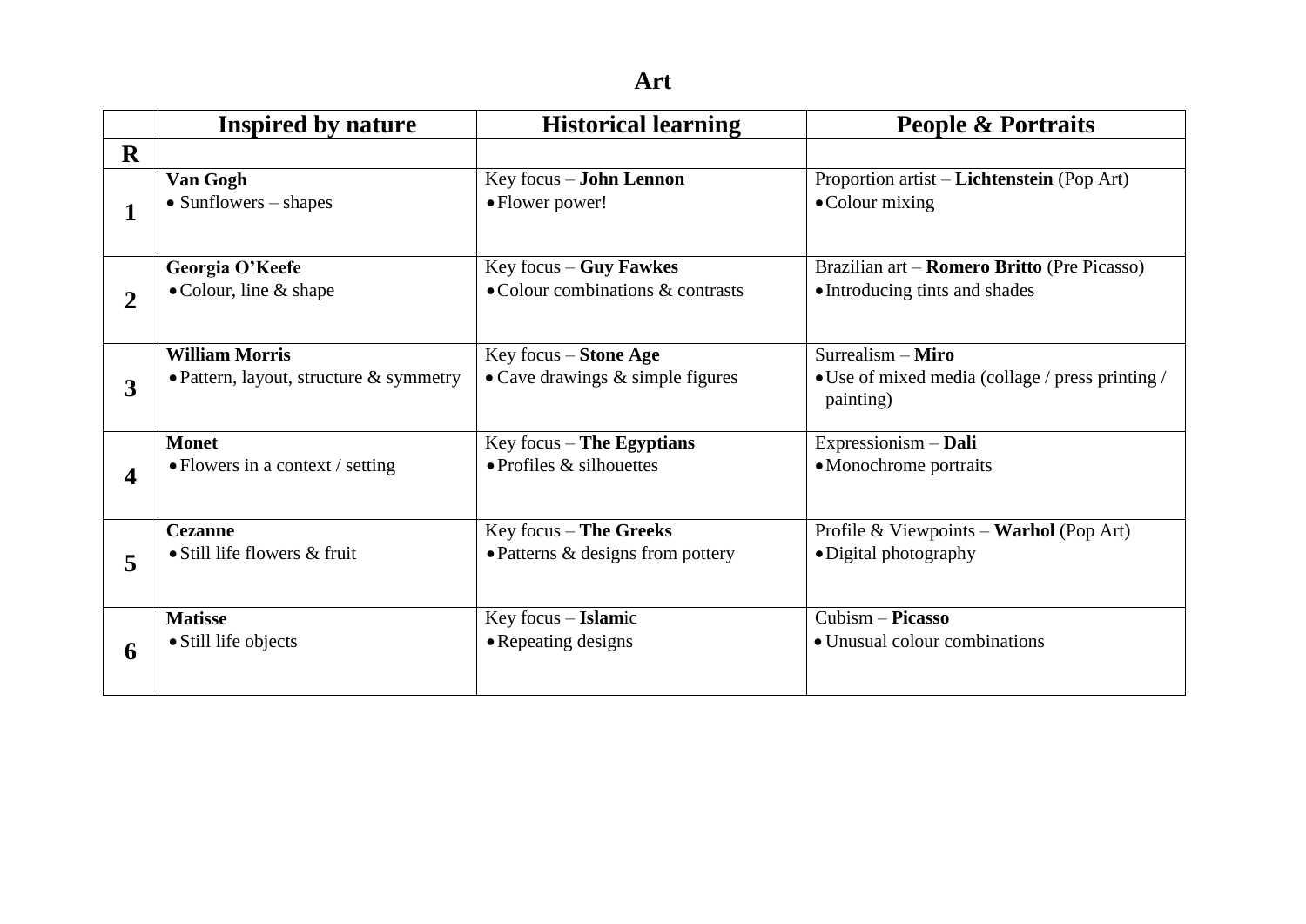# Art

| | Inspired by nature | Historical learning | People & Portraits |
|---|---|---|---|
| **R** | | | |
| **1** | **Van Gogh**<br>• Sunflowers – shapes | Key focus – **John Lennon**<br>• Flower power! | Proportion artist – **Lichtenstein** (Pop Art)<br>• Colour mixing |
| **2** | **Georgia O'Keefe**<br>• Colour, line & shape | Key focus – **Guy Fawkes**<br>• Colour combinations & contrasts | Brazilian art – **Romero Britto** (Pre Picasso)<br>• Introducing tints and shades |
| **3** | **William Morris**<br>• Pattern, layout, structure & symmetry | Key focus – **Stone Age**<br>• Cave drawings & simple figures | Surrealism – **Miro**<br>• Use of mixed media (collage / press printing / painting) |
| **4** | **Monet**<br>• Flowers in a context / setting | Key focus – **The Egyptians**<br>• Profiles & silhouettes | Expressionism – **Dali**<br>• Monochrome portraits |
| **5** | **Cezanne**<br>• Still life flowers & fruit | Key focus – **The Greeks**<br>• Patterns & designs from pottery | Profile & Viewpoints – **Warhol** (Pop Art)<br>• Digital photography |
| **6** | **Matisse**<br>• Still life objects | Key focus – **Islam**ic<br>• Repeating designs | Cubism – **Picasso**<br>• Unusual colour combinations |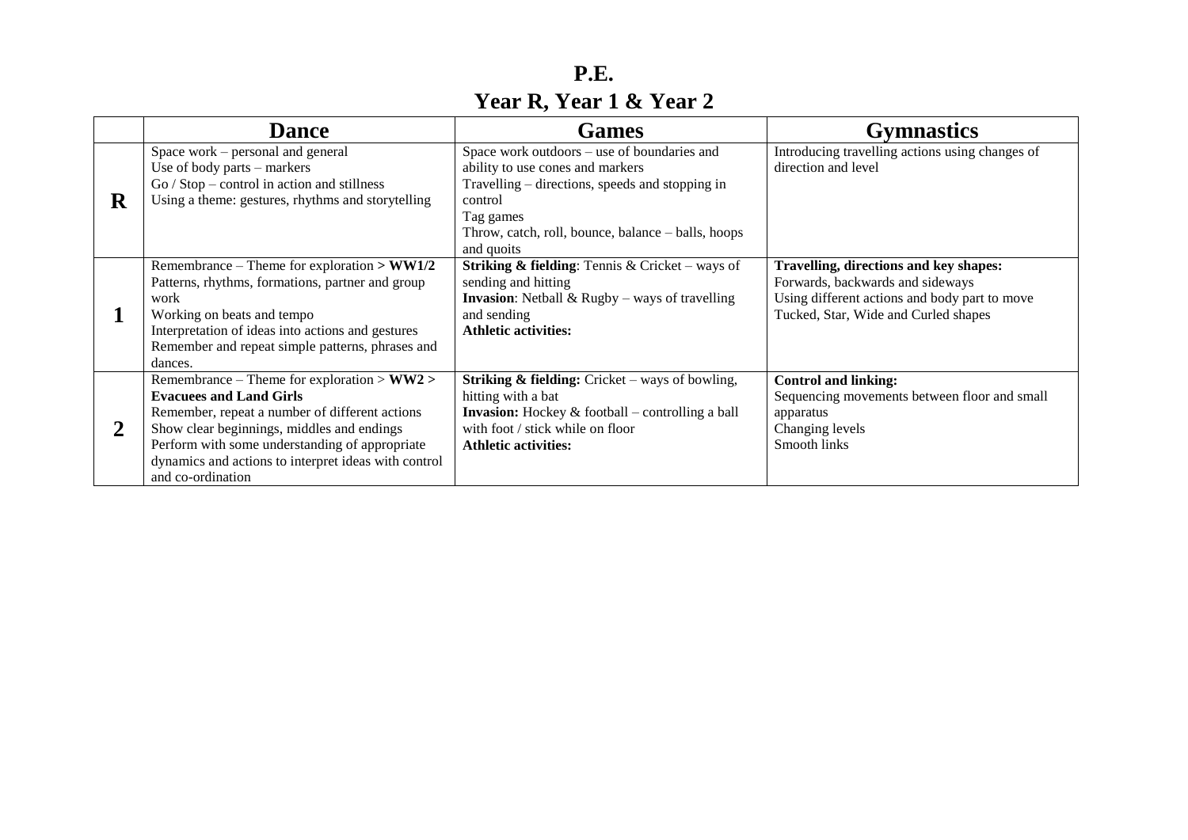# P.E.

## Year R, Year 1 & Year 2

| | Dance | Games | Gymnastics |
|---|---|---|---|
| **R** | Space work – personal and general<br>Use of body parts – markers<br>Go / Stop – control in action and stillness<br>Using a theme: gestures, rhythms and storytelling | Space work outdoors – use of boundaries and ability to use cones and markers<br>Travelling – directions, speeds and stopping in control<br>Tag games<br>Throw, catch, roll, bounce, balance – balls, hoops and quoits | Introducing travelling actions using changes of direction and level |
| **1** | Remembrance – Theme for exploration **> WW1/2**<br>Patterns, rhythms, formations, partner and group work<br>Working on beats and tempo<br>Interpretation of ideas into actions and gestures<br>Remember and repeat simple patterns, phrases and dances. | **Striking & fielding**: Tennis & Cricket – ways of sending and hitting<br>**Invasion**: Netball & Rugby – ways of travelling and sending<br>**Athletic activities:** | **Travelling, directions and key shapes:**<br>Forwards, backwards and sideways<br>Using different actions and body part to move<br>Tucked, Star, Wide and Curled shapes |
| **2** | Remembrance – Theme for exploration > **WW2 > Evacuees and Land Girls**<br>Remember, repeat a number of different actions<br>Show clear beginnings, middles and endings<br>Perform with some understanding of appropriate dynamics and actions to interpret ideas with control and co-ordination | **Striking & fielding:** Cricket – ways of bowling, hitting with a bat<br>**Invasion:** Hockey & football – controlling a ball with foot / stick while on floor<br>**Athletic activities:** | **Control and linking:**<br>Sequencing movements between floor and small apparatus<br>Changing levels<br>Smooth links |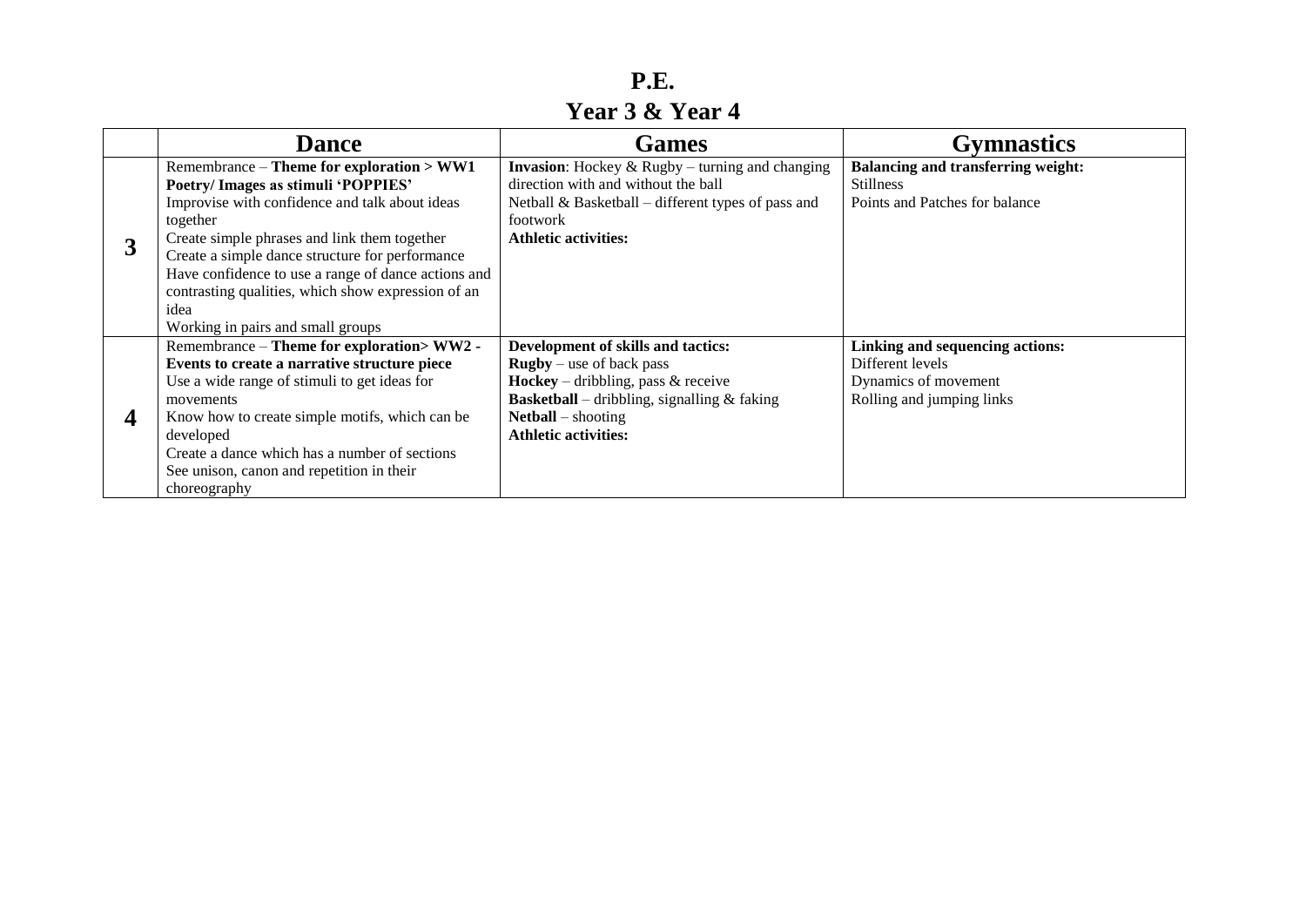# P.E.

## Year 3 & Year 4

| | Dance | Games | Gymnastics |
|---|---|---|---|
| **3** | Remembrance – **Theme for exploration > WW1 Poetry/ Images as stimuli 'POPPIES'**<br>Improvise with confidence and talk about ideas together<br>Create simple phrases and link them together<br>Create a simple dance structure for performance<br>Have confidence to use a range of dance actions and contrasting qualities, which show expression of an idea<br>Working in pairs and small groups | **Invasion**: Hockey & Rugby – turning and changing direction with and without the ball<br>Netball & Basketball – different types of pass and footwork<br>**Athletic activities:** | **Balancing and transferring weight:**<br>Stillness<br>Points and Patches for balance |
| **4** | Remembrance – **Theme for exploration> WW2 - Events to create a narrative structure piece**<br>Use a wide range of stimuli to get ideas for movements<br>Know how to create simple motifs, which can be developed<br>Create a dance which has a number of sections<br>See unison, canon and repetition in their choreography | **Development of skills and tactics:**<br>**Rugby** – use of back pass<br>**Hockey** – dribbling, pass & receive<br>**Basketball** – dribbling, signalling & faking<br>**Netball** – shooting<br>**Athletic activities:** | **Linking and sequencing actions:**<br>Different levels<br>Dynamics of movement<br>Rolling and jumping links |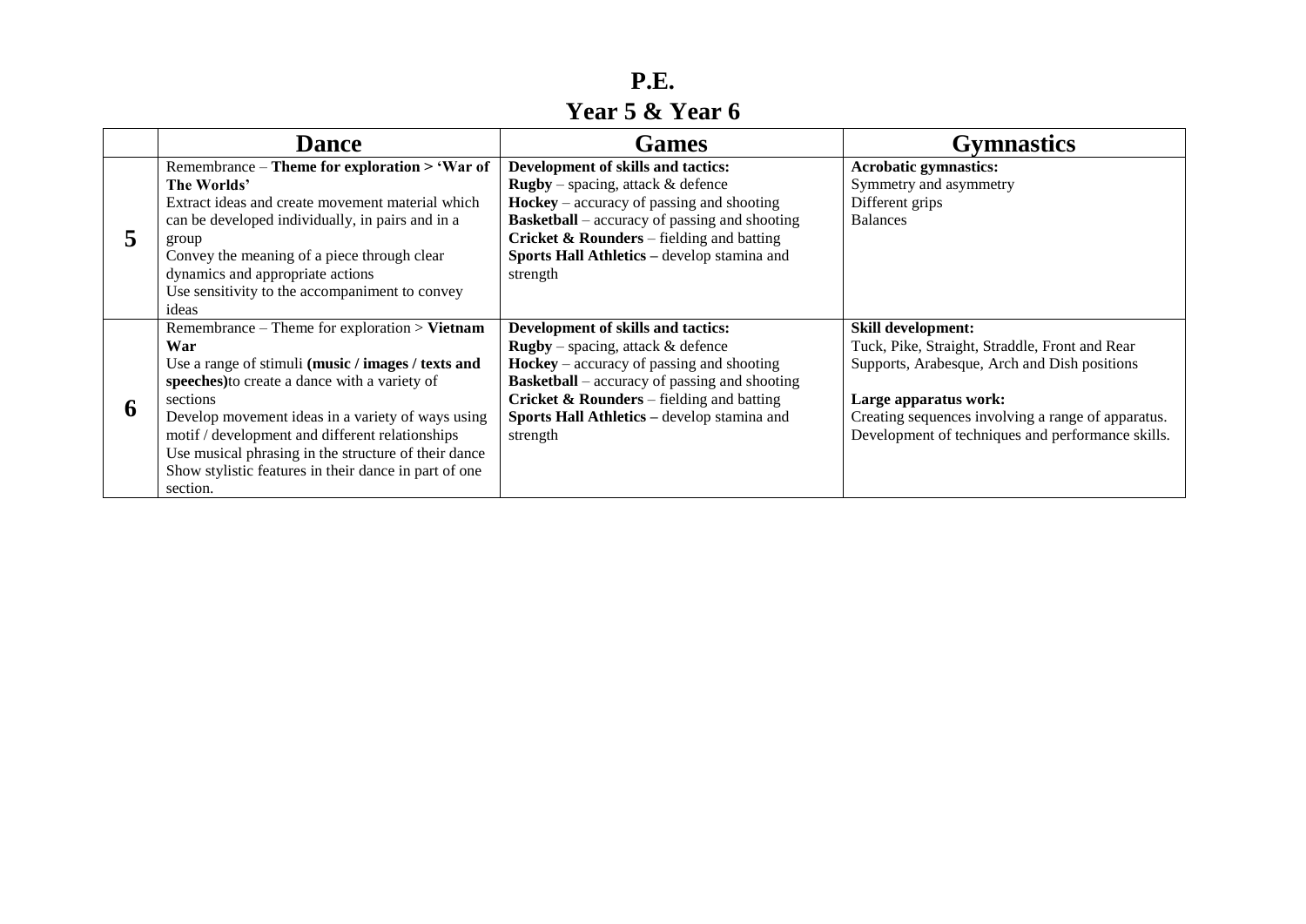# P.E.

## Year 5 & Year 6

| | Dance | Games | Gymnastics |
|---|---|---|---|
| **5** | Remembrance – **Theme for exploration > 'War of The Worlds'**<br>Extract ideas and create movement material which can be developed individually, in pairs and in a group<br>Convey the meaning of a piece through clear dynamics and appropriate actions<br>Use sensitivity to the accompaniment to convey ideas | **Development of skills and tactics:**<br>**Rugby** – spacing, attack & defence<br>**Hockey** – accuracy of passing and shooting<br>**Basketball** – accuracy of passing and shooting<br>**Cricket & Rounders** – fielding and batting<br>**Sports Hall Athletics –** develop stamina and strength | **Acrobatic gymnastics:**<br>Symmetry and asymmetry<br>Different grips<br>Balances |
| **6** | Remembrance – Theme for exploration > **Vietnam War**<br>Use a range of stimuli **(music / images / texts and speeches)**to create a dance with a variety of sections<br>Develop movement ideas in a variety of ways using motif / development and different relationships<br>Use musical phrasing in the structure of their dance<br>Show stylistic features in their dance in part of one section. | **Development of skills and tactics:**<br>**Rugby** – spacing, attack & defence<br>**Hockey** – accuracy of passing and shooting<br>**Basketball** – accuracy of passing and shooting<br>**Cricket & Rounders** – fielding and batting<br>**Sports Hall Athletics –** develop stamina and strength | **Skill development:**<br>Tuck, Pike, Straight, Straddle, Front and Rear Supports, Arabesque, Arch and Dish positions<br><br>**Large apparatus work:**<br>Creating sequences involving a range of apparatus.<br>Development of techniques and performance skills. |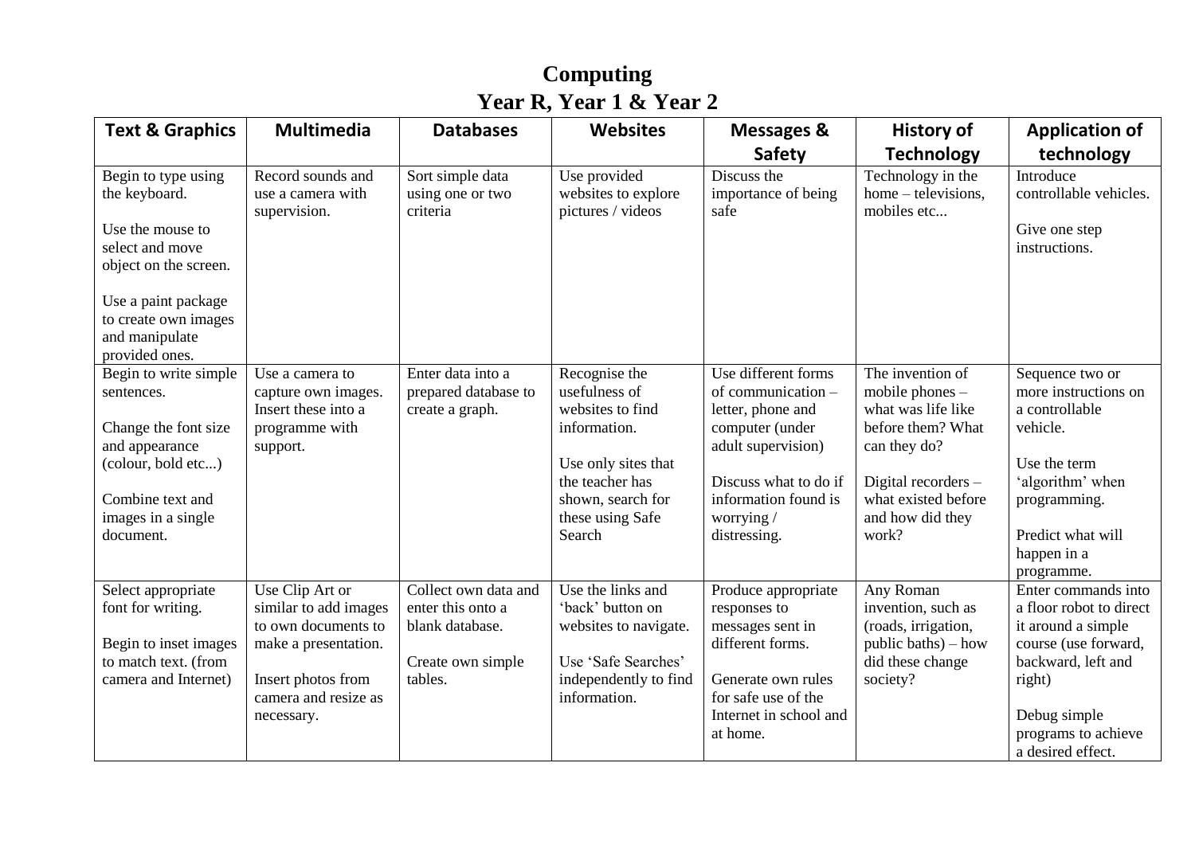# Computing
## Year R, Year 1 & Year 2

| Text & Graphics | Multimedia | Databases | Websites | Messages & Safety | History of Technology | Application of technology |
|---|---|---|---|---|---|---|
| Begin to type using the keyboard.<br><br>Use the mouse to select and move object on the screen.<br><br>Use a paint package to create own images and manipulate provided ones. | Record sounds and use a camera with supervision. | Sort simple data using one or two criteria | Use provided websites to explore pictures / videos | Discuss the importance of being safe | Technology in the home – televisions, mobiles etc... | Introduce controllable vehicles.<br><br>Give one step instructions. |
| Begin to write simple sentences.<br><br>Change the font size and appearance (colour, bold etc...)<br><br>Combine text and images in a single document. | Use a camera to capture own images. Insert these into a programme with support. | Enter data into a prepared database to create a graph. | Recognise the usefulness of websites to find information.<br><br>Use only sites that the teacher has shown, search for these using Safe Search | Use different forms of communication – letter, phone and computer (under adult supervision)<br><br>Discuss what to do if information found is worrying / distressing. | The invention of mobile phones – what was life like before them? What can they do?<br><br>Digital recorders – what existed before and how did they work? | Sequence two or more instructions on a controllable vehicle.<br><br>Use the term 'algorithm' when programming.<br><br>Predict what will happen in a programme. |
| Select appropriate font for writing.<br><br>Begin to inset images to match text. (from camera and Internet) | Use Clip Art or similar to add images to own documents to make a presentation.<br><br>Insert photos from camera and resize as necessary. | Collect own data and enter this onto a blank database.<br><br>Create own simple tables. | Use the links and 'back' button on websites to navigate.<br><br>Use 'Safe Searches' independently to find information. | Produce appropriate responses to messages sent in different forms.<br><br>Generate own rules for safe use of the Internet in school and at home. | Any Roman invention, such as (roads, irrigation, public baths) – how did these change society? | Enter commands into a floor robot to direct it around a simple course (use forward, backward, left and right)<br><br>Debug simple programs to achieve a desired effect. |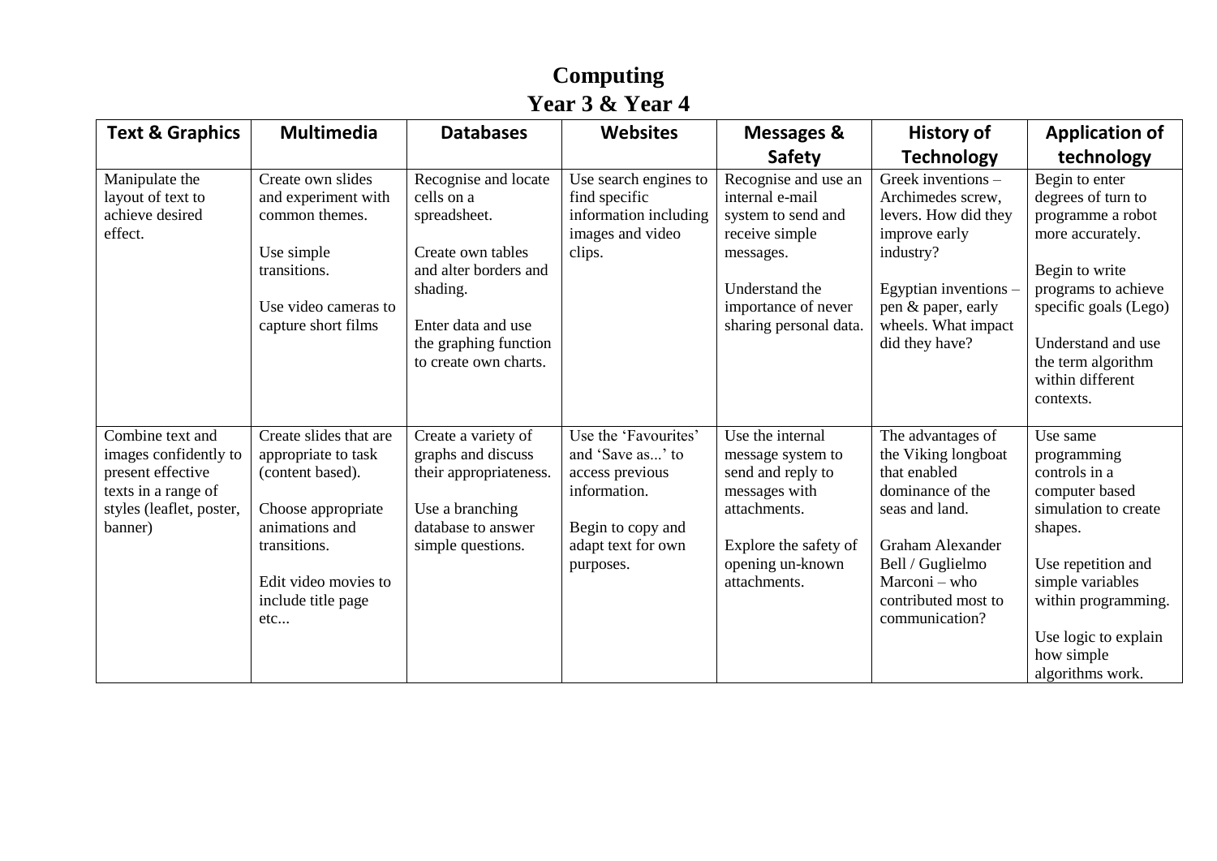# Computing
## Year 3 & Year 4

| Text & Graphics | Multimedia | Databases | Websites | Messages & Safety | History of Technology | Application of technology |
|---|---|---|---|---|---|---|
| Manipulate the layout of text to achieve desired effect. | Create own slides and experiment with common themes.<br><br>Use simple transitions.<br><br>Use video cameras to capture short films | Recognise and locate cells on a spreadsheet.<br><br>Create own tables and alter borders and shading.<br><br>Enter data and use the graphing function to create own charts. | Use search engines to find specific information including images and video clips. | Recognise and use an internal e-mail system to send and receive simple messages.<br><br>Understand the importance of never sharing personal data. | Greek inventions – Archimedes screw, levers. How did they improve early industry?<br><br>Egyptian inventions – pen & paper, early wheels. What impact did they have? | Begin to enter degrees of turn to programme a robot more accurately.<br><br>Begin to write programs to achieve specific goals (Lego)<br><br>Understand and use the term algorithm within different contexts. |
| Combine text and images confidently to present effective texts in a range of styles (leaflet, poster, banner) | Create slides that are appropriate to task (content based).<br><br>Choose appropriate animations and transitions.<br><br>Edit video movies to include title page etc... | Create a variety of graphs and discuss their appropriateness.<br><br>Use a branching database to answer simple questions. | Use the 'Favourites' and 'Save as...' to access previous information.<br><br>Begin to copy and adapt text for own purposes. | Use the internal message system to send and reply to messages with attachments.<br><br>Explore the safety of opening un-known attachments. | The advantages of the Viking longboat that enabled dominance of the seas and land.<br><br>Graham Alexander Bell / Guglielmo Marconi – who contributed most to communication? | Use same programming controls in a computer based simulation to create shapes.<br><br>Use repetition and simple variables within programming.<br><br>Use logic to explain how simple algorithms work. |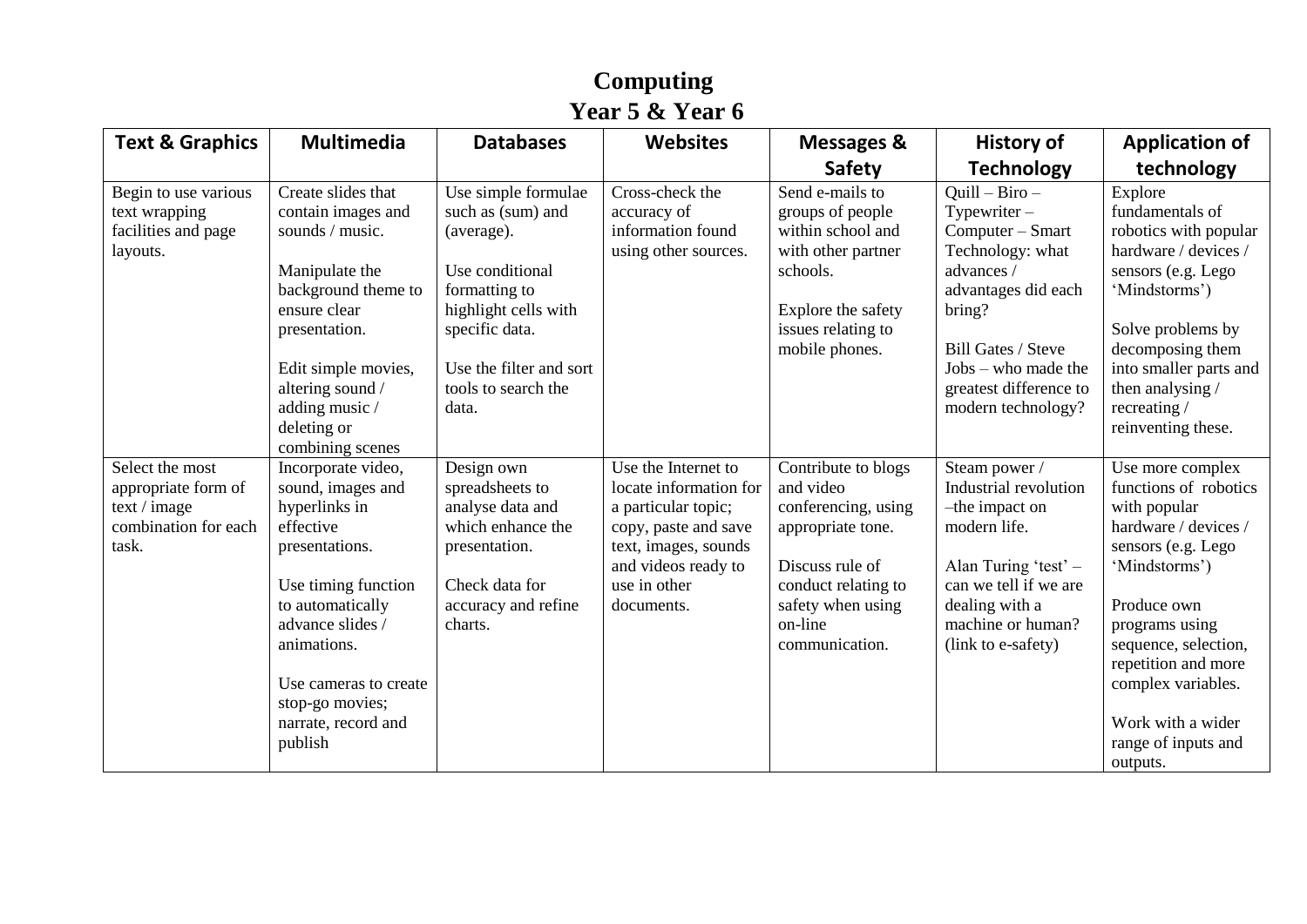# Computing
## Year 5 & Year 6

| Text & Graphics | Multimedia | Databases | Websites | Messages & Safety | History of Technology | Application of technology |
|---|---|---|---|---|---|---|
| Begin to use various text wrapping facilities and page layouts. | Create slides that contain images and sounds / music.<br><br>Manipulate the background theme to ensure clear presentation.<br><br>Edit simple movies, altering sound / adding music / deleting or combining scenes | Use simple formulae such as (sum) and (average).<br><br>Use conditional formatting to highlight cells with specific data.<br><br>Use the filter and sort tools to search the data. | Cross-check the accuracy of information found using other sources. | Send e-mails to groups of people within school and with other partner schools.<br><br>Explore the safety issues relating to mobile phones. | Quill – Biro – Typewriter – Computer – Smart Technology: what advances / advantages did each bring?<br><br>Bill Gates / Steve Jobs – who made the greatest difference to modern technology? | Explore fundamentals of robotics with popular hardware / devices / sensors (e.g. Lego 'Mindstorms')<br><br>Solve problems by decomposing them into smaller parts and then analysing / recreating / reinventing these. |
| Select the most appropriate form of text / image combination for each task. | Incorporate video, sound, images and hyperlinks in effective presentations.<br><br>Use timing function to automatically advance slides / animations.<br><br>Use cameras to create stop-go movies; narrate, record and publish | Design own spreadsheets to analyse data and which enhance the presentation.<br><br>Check data for accuracy and refine charts. | Use the Internet to locate information for a particular topic; copy, paste and save text, images, sounds and videos ready to use in other documents. | Contribute to blogs and video conferencing, using appropriate tone.<br><br>Discuss rule of conduct relating to safety when using on-line communication. | Steam power / Industrial revolution –the impact on modern life.<br><br>Alan Turing 'test' – can we tell if we are dealing with a machine or human? (link to e-safety) | Use more complex functions of robotics with popular hardware / devices / sensors (e.g. Lego 'Mindstorms')<br><br>Produce own programs using sequence, selection, repetition and more complex variables.<br><br>Work with a wider range of inputs and outputs. |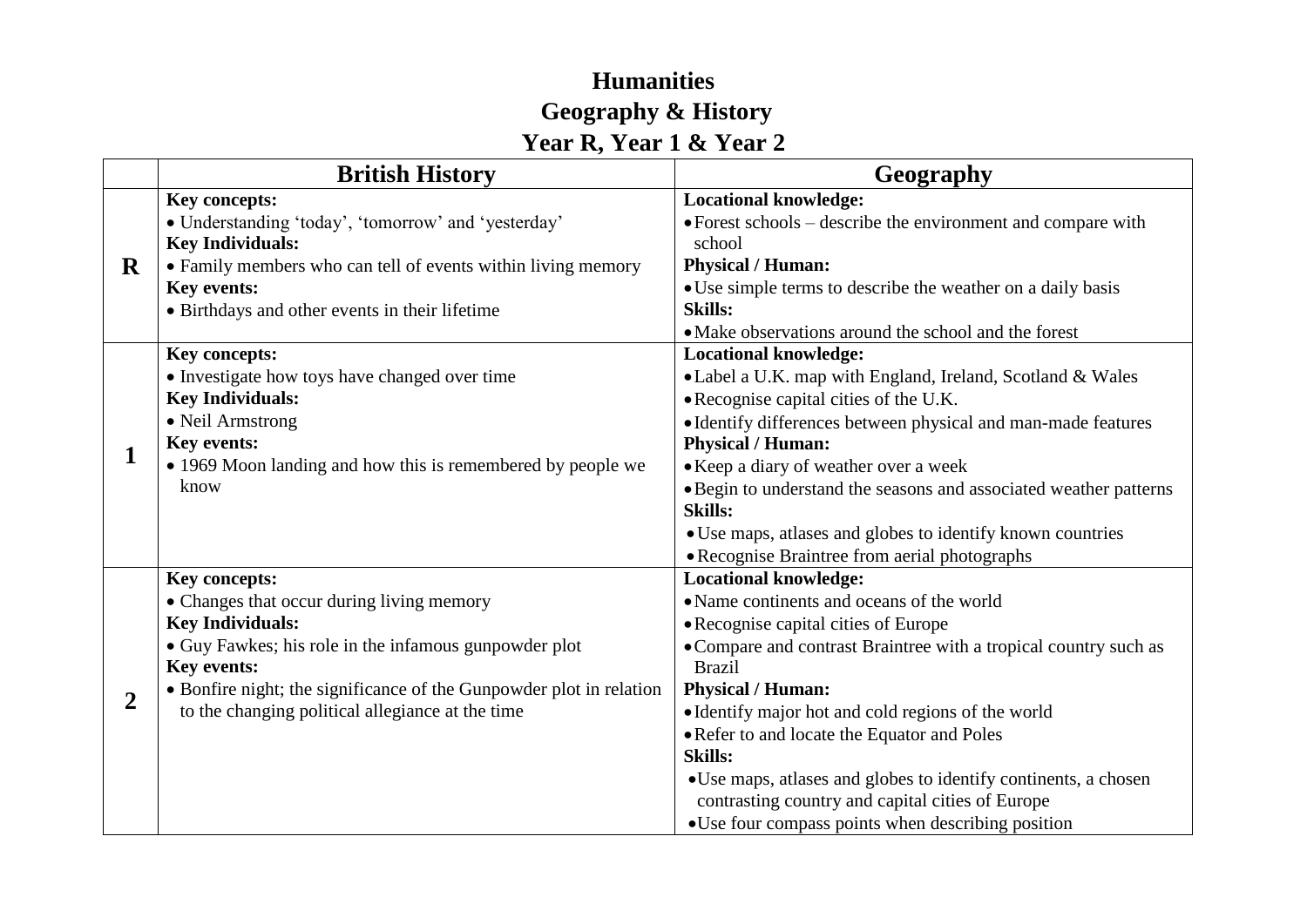# Humanities
## Geography & History
## Year R, Year 1 & Year 2

| | British History | Geography |
|---|---|---|
| **R** | **Key concepts:**<br>• Understanding 'today', 'tomorrow' and 'yesterday'<br>**Key Individuals:**<br>• Family members who can tell of events within living memory<br>**Key events:**<br>• Birthdays and other events in their lifetime | **Locational knowledge:**<br>• Forest schools – describe the environment and compare with school<br>**Physical / Human:**<br>• Use simple terms to describe the weather on a daily basis<br>**Skills:**<br>• Make observations around the school and the forest |
| **1** | **Key concepts:**<br>• Investigate how toys have changed over time<br>**Key Individuals:**<br>• Neil Armstrong<br>**Key events:**<br>• 1969 Moon landing and how this is remembered by people we know | **Locational knowledge:**<br>• Label a U.K. map with England, Ireland, Scotland & Wales<br>• Recognise capital cities of the U.K.<br>• Identify differences between physical and man-made features<br>**Physical / Human:**<br>• Keep a diary of weather over a week<br>• Begin to understand the seasons and associated weather patterns<br>**Skills:**<br>• Use maps, atlases and globes to identify known countries<br>• Recognise Braintree from aerial photographs |
| **2** | **Key concepts:**<br>• Changes that occur during living memory<br>**Key Individuals:**<br>• Guy Fawkes; his role in the infamous gunpowder plot<br>**Key events:**<br>• Bonfire night; the significance of the Gunpowder plot in relation to the changing political allegiance at the time | **Locational knowledge:**<br>• Name continents and oceans of the world<br>• Recognise capital cities of Europe<br>• Compare and contrast Braintree with a tropical country such as Brazil<br>**Physical / Human:**<br>• Identify major hot and cold regions of the world<br>• Refer to and locate the Equator and Poles<br>**Skills:**<br>• Use maps, atlases and globes to identify continents, a chosen contrasting country and capital cities of Europe<br>• Use four compass points when describing position |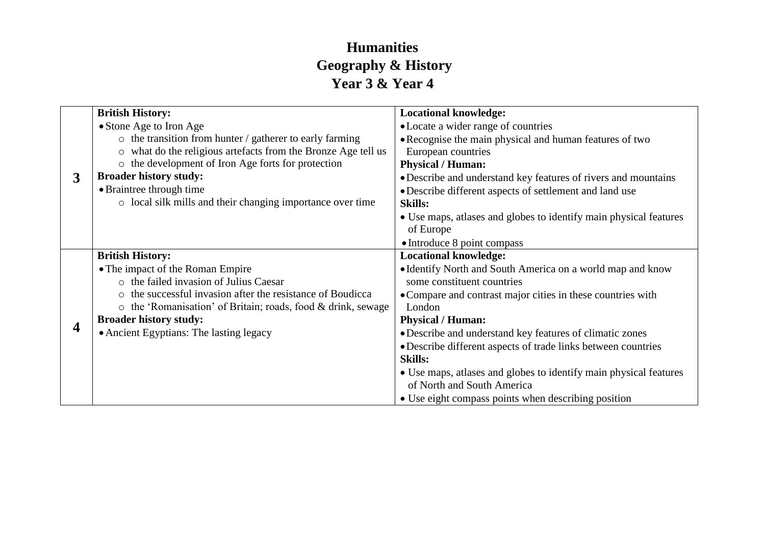# Humanities
## Geography & History
## Year 3 & Year 4

| | | |
|---|---|---|
| **3** | **British History:**<br>• Stone Age to Iron Age<br>&nbsp;&nbsp;&nbsp;&nbsp;○ the transition from hunter / gatherer to early farming<br>&nbsp;&nbsp;&nbsp;&nbsp;○ what do the religious artefacts from the Bronze Age tell us<br>&nbsp;&nbsp;&nbsp;&nbsp;○ the development of Iron Age forts for protection<br>**Broader history study:**<br>• Braintree through time<br>&nbsp;&nbsp;&nbsp;&nbsp;○ local silk mills and their changing importance over time | **Locational knowledge:**<br>• Locate a wider range of countries<br>• Recognise the main physical and human features of two European countries<br>**Physical / Human:**<br>• Describe and understand key features of rivers and mountains<br>• Describe different aspects of settlement and land use<br>**Skills:**<br>• Use maps, atlases and globes to identify main physical features of Europe<br>• Introduce 8 point compass |
| **4** | **British History:**<br>• The impact of the Roman Empire<br>&nbsp;&nbsp;&nbsp;&nbsp;○ the failed invasion of Julius Caesar<br>&nbsp;&nbsp;&nbsp;&nbsp;○ the successful invasion after the resistance of Boudicca<br>&nbsp;&nbsp;&nbsp;&nbsp;○ the 'Romanisation' of Britain; roads, food & drink, sewage<br>**Broader history study:**<br>• Ancient Egyptians: The lasting legacy | **Locational knowledge:**<br>• Identify North and South America on a world map and know some constituent countries<br>• Compare and contrast major cities in these countries with London<br>**Physical / Human:**<br>• Describe and understand key features of climatic zones<br>• Describe different aspects of trade links between countries<br>**Skills:**<br>• Use maps, atlases and globes to identify main physical features of North and South America<br>• Use eight compass points when describing position |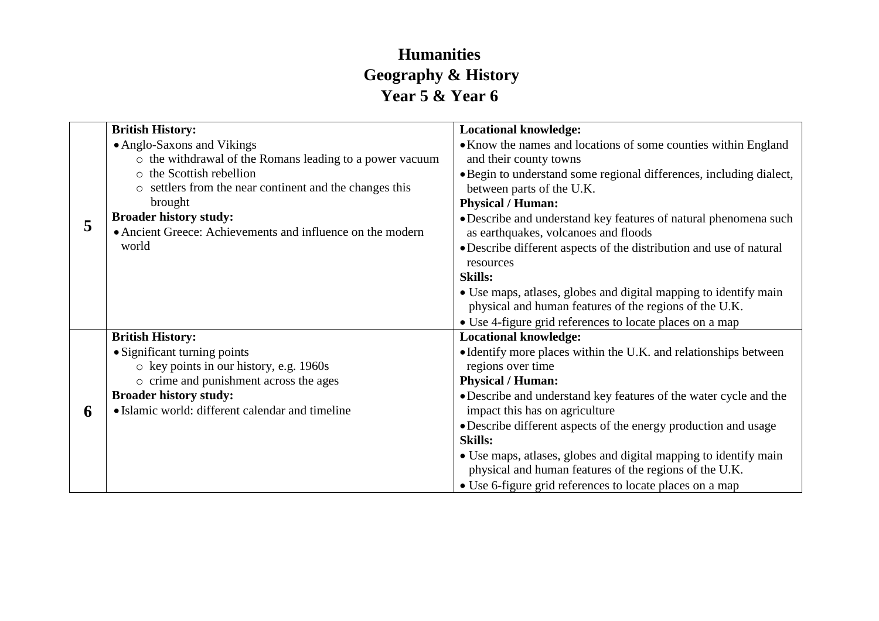# Humanities
## Geography & History
## Year 5 & Year 6

| | | |
|---|---|---|
| **5** | **British History:**<br>• Anglo-Saxons and Vikings<br>&nbsp;&nbsp;&nbsp;&nbsp;○ the withdrawal of the Romans leading to a power vacuum<br>&nbsp;&nbsp;&nbsp;&nbsp;○ the Scottish rebellion<br>&nbsp;&nbsp;&nbsp;&nbsp;○ settlers from the near continent and the changes this brought<br>**Broader history study:**<br>• Ancient Greece: Achievements and influence on the modern world | **Locational knowledge:**<br>• Know the names and locations of some counties within England and their county towns<br>• Begin to understand some regional differences, including dialect, between parts of the U.K.<br>**Physical / Human:**<br>• Describe and understand key features of natural phenomena such as earthquakes, volcanoes and floods<br>• Describe different aspects of the distribution and use of natural resources<br>**Skills:**<br>• Use maps, atlases, globes and digital mapping to identify main physical and human features of the regions of the U.K.<br>• Use 4-figure grid references to locate places on a map |
| **6** | **British History:**<br>• Significant turning points<br>&nbsp;&nbsp;&nbsp;&nbsp;○ key points in our history, e.g. 1960s<br>&nbsp;&nbsp;&nbsp;&nbsp;○ crime and punishment across the ages<br>**Broader history study:**<br>• Islamic world: different calendar and timeline | **Locational knowledge:**<br>• Identify more places within the U.K. and relationships between regions over time<br>**Physical / Human:**<br>• Describe and understand key features of the water cycle and the impact this has on agriculture<br>• Describe different aspects of the energy production and usage<br>**Skills:**<br>• Use maps, atlases, globes and digital mapping to identify main physical and human features of the regions of the U.K.<br>• Use 6-figure grid references to locate places on a map |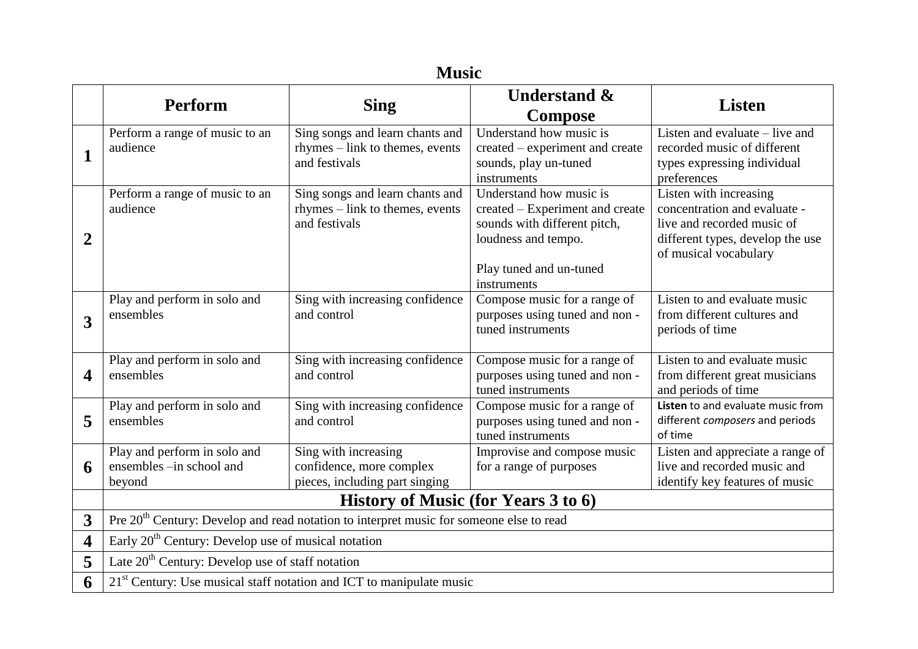# Music

| | Perform | Sing | Understand & Compose | Listen |
|---|---|---|---|---|
| **1** | Perform a range of music to an audience | Sing songs and learn chants and rhymes – link to themes, events and festivals | Understand how music is created – experiment and create sounds, play un-tuned instruments | Listen and evaluate – live and recorded music of different types expressing individual preferences |
| **2** | Perform a range of music to an audience | Sing songs and learn chants and rhymes – link to themes, events and festivals | Understand how music is created – Experiment and create sounds with different pitch, loudness and tempo.<br><br>Play tuned and un-tuned instruments | Listen with increasing concentration and evaluate - live and recorded music of different types, develop the use of musical vocabulary |
| **3** | Play and perform in solo and ensembles | Sing with increasing confidence and control | Compose music for a range of purposes using tuned and non - tuned instruments | Listen to and evaluate music from different cultures and periods of time |
| **4** | Play and perform in solo and ensembles | Sing with increasing confidence and control | Compose music for a range of purposes using tuned and non - tuned instruments | Listen to and evaluate music from different great musicians and periods of time |
| **5** | Play and perform in solo and ensembles | Sing with increasing confidence and control | Compose music for a range of purposes using tuned and non - tuned instruments | **Listen** to and evaluate music from different *composers* and periods of time |
| **6** | Play and perform in solo and ensembles –in school and beyond | Sing with increasing confidence, more complex pieces, including part singing | Improvise and compose music for a range of purposes | Listen and appreciate a range of live and recorded music and identify key features of music |
| | **History of Music (for Years 3 to 6)** | | | |
| **3** | Pre 20th Century: Develop and read notation to interpret music for someone else to read | | | |
| **4** | Early 20th Century: Develop use of musical notation | | | |
| **5** | Late 20th Century: Develop use of staff notation | | | |
| **6** | 21st Century: Use musical staff notation and ICT to manipulate music | | | |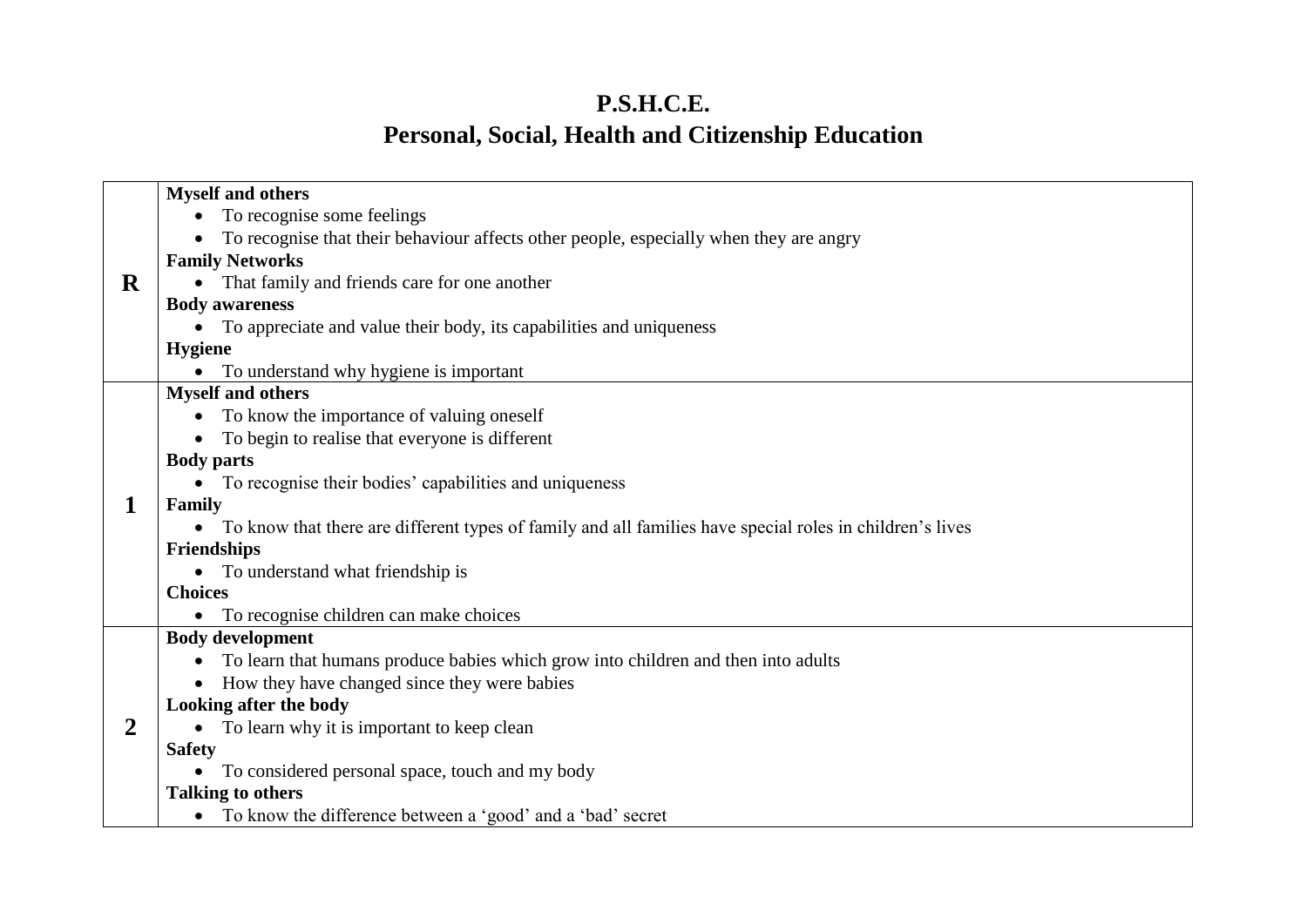# P.S.H.C.E.
# Personal, Social, Health and Citizenship Education

| | |
|---|---|
| **R** | **Myself and others**<br>• To recognise some feelings<br>• To recognise that their behaviour affects other people, especially when they are angry<br>**Family Networks**<br>• That family and friends care for one another<br>**Body awareness**<br>• To appreciate and value their body, its capabilities and uniqueness<br>**Hygiene**<br>• To understand why hygiene is important |
| **1** | **Myself and others**<br>• To know the importance of valuing oneself<br>• To begin to realise that everyone is different<br>**Body parts**<br>• To recognise their bodies' capabilities and uniqueness<br>**Family**<br>• To know that there are different types of family and all families have special roles in children's lives<br>**Friendships**<br>• To understand what friendship is<br>**Choices**<br>• To recognise children can make choices |
| **2** | **Body development**<br>• To learn that humans produce babies which grow into children and then into adults<br>• How they have changed since they were babies<br>**Looking after the body**<br>• To learn why it is important to keep clean<br>**Safety**<br>• To considered personal space, touch and my body<br>**Talking to others**<br>• To know the difference between a 'good' and a 'bad' secret |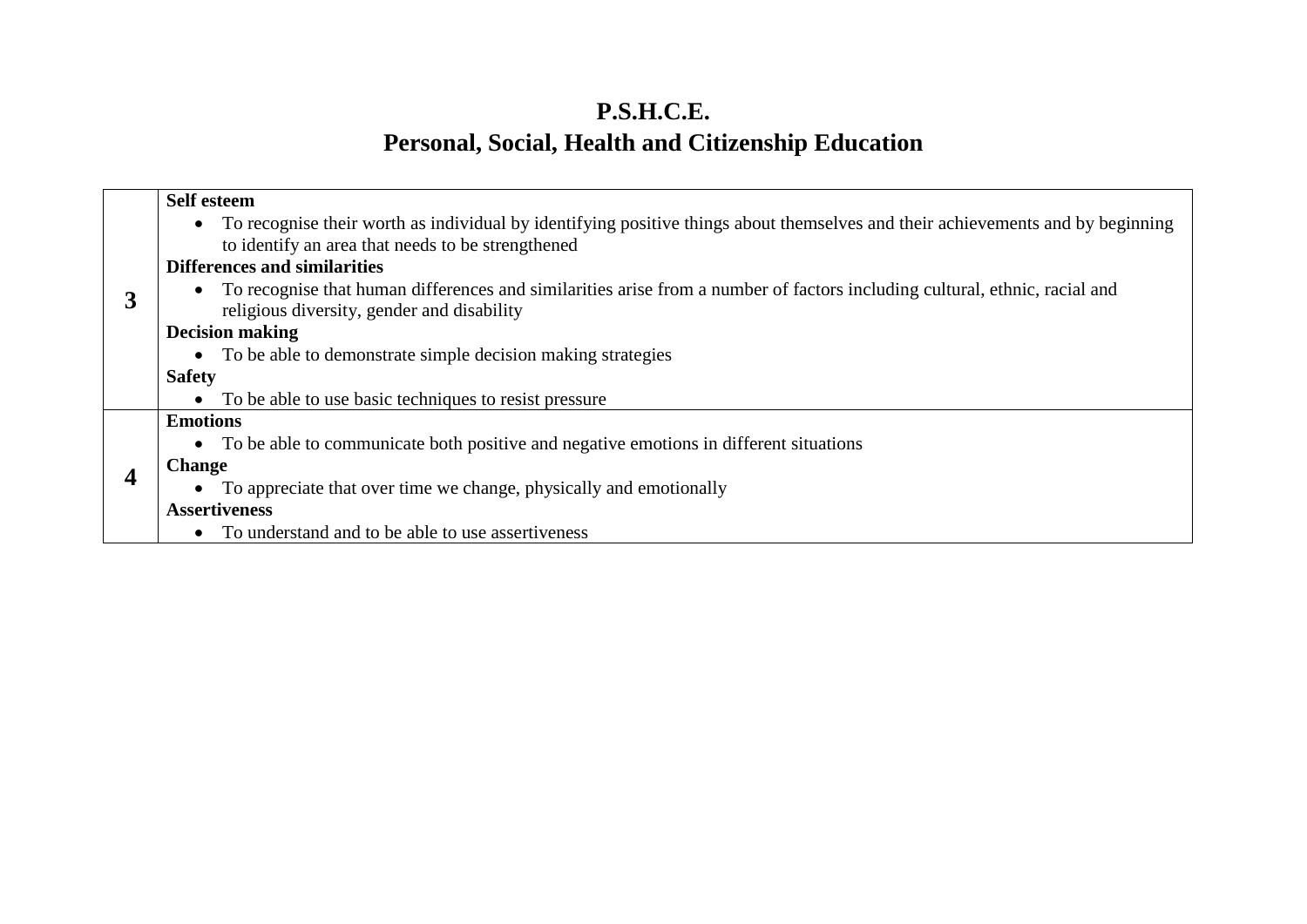# P.S.H.C.E.
# Personal, Social, Health and Citizenship Education

| | |
|---|---|
| **3** | **Self esteem**<br>• To recognise their worth as individual by identifying positive things about themselves and their achievements and by beginning to identify an area that needs to be strengthened<br>**Differences and similarities**<br>• To recognise that human differences and similarities arise from a number of factors including cultural, ethnic, racial and religious diversity, gender and disability<br>**Decision making**<br>• To be able to demonstrate simple decision making strategies<br>**Safety**<br>• To be able to use basic techniques to resist pressure |
| **4** | **Emotions**<br>• To be able to communicate both positive and negative emotions in different situations<br>**Change**<br>• To appreciate that over time we change, physically and emotionally<br>**Assertiveness**<br>• To understand and to be able to use assertiveness |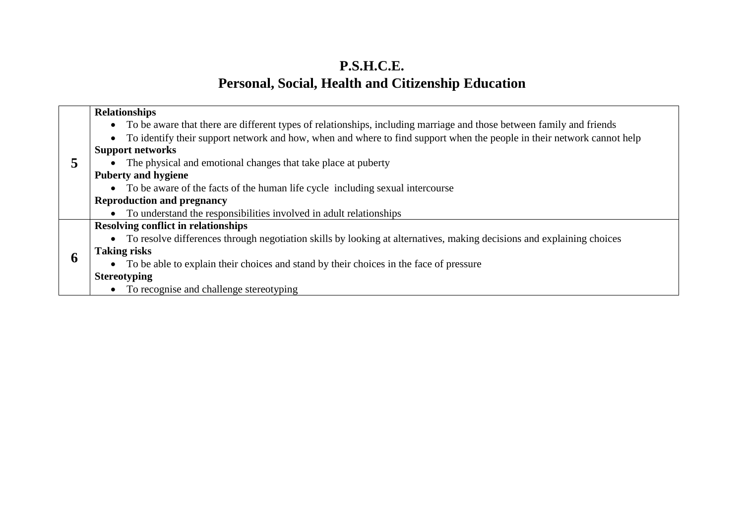# P.S.H.C.E.
## Personal, Social, Health and Citizenship Education

| | |
|---|---|
| **5** | **Relationships**<br>• To be aware that there are different types of relationships, including marriage and those between family and friends<br>• To identify their support network and how, when and where to find support when the people in their network cannot help<br>**Support networks**<br>• The physical and emotional changes that take place at puberty<br>**Puberty and hygiene**<br>• To be aware of the facts of the human life cycle including sexual intercourse<br>**Reproduction and pregnancy**<br>• To understand the responsibilities involved in adult relationships |
| **6** | **Resolving conflict in relationships**<br>• To resolve differences through negotiation skills by looking at alternatives, making decisions and explaining choices<br>**Taking risks**<br>• To be able to explain their choices and stand by their choices in the face of pressure<br>**Stereotyping**<br>• To recognise and challenge stereotyping |